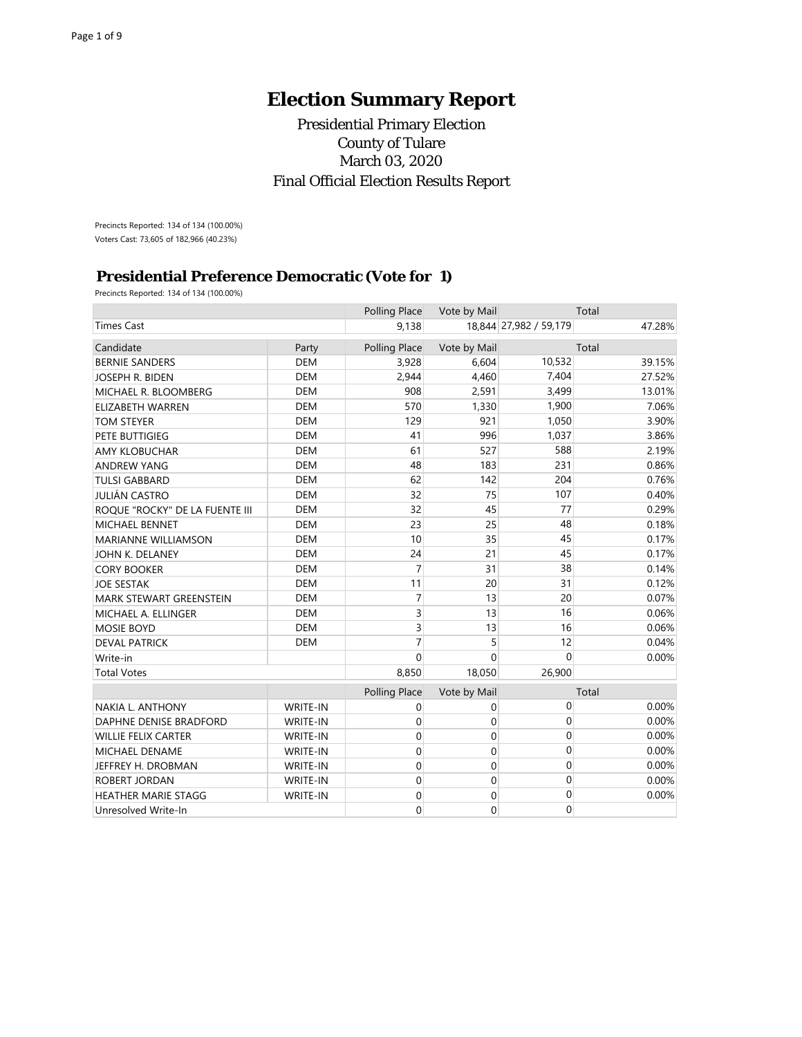# Election Summary Report

Presidential Primary Election
County of Tulare
March 03, 2020
Final Official Election Results Report

Precincts Reported: 134 of 134 (100.00%)
Voters Cast: 73,605 of 182,966 (40.23%)

## Presidential Preference Democratic (Vote for 1)

Precincts Reported: 134 of 134 (100.00%)

| | | Polling Place | Vote by Mail | Total | |
|---|---|---|---|---|---|
| Times Cast | | 9,138 | 18,844 | 27,982 / 59,179 | 47.28% |

| Candidate | Party | Polling Place | Vote by Mail | Total | |
|---|---|---|---|---|---|
| BERNIE SANDERS | DEM | 3,928 | 6,604 | 10,532 | 39.15% |
| JOSEPH R. BIDEN | DEM | 2,944 | 4,460 | 7,404 | 27.52% |
| MICHAEL R. BLOOMBERG | DEM | 908 | 2,591 | 3,499 | 13.01% |
| ELIZABETH WARREN | DEM | 570 | 1,330 | 1,900 | 7.06% |
| TOM STEYER | DEM | 129 | 921 | 1,050 | 3.90% |
| PETE BUTTIGIEG | DEM | 41 | 996 | 1,037 | 3.86% |
| AMY KLOBUCHAR | DEM | 61 | 527 | 588 | 2.19% |
| ANDREW YANG | DEM | 48 | 183 | 231 | 0.86% |
| TULSI GABBARD | DEM | 62 | 142 | 204 | 0.76% |
| JULIÁN CASTRO | DEM | 32 | 75 | 107 | 0.40% |
| ROQUE "ROCKY" DE LA FUENTE III | DEM | 32 | 45 | 77 | 0.29% |
| MICHAEL BENNET | DEM | 23 | 25 | 48 | 0.18% |
| MARIANNE WILLIAMSON | DEM | 10 | 35 | 45 | 0.17% |
| JOHN K. DELANEY | DEM | 24 | 21 | 45 | 0.17% |
| CORY BOOKER | DEM | 7 | 31 | 38 | 0.14% |
| JOE SESTAK | DEM | 11 | 20 | 31 | 0.12% |
| MARK STEWART GREENSTEIN | DEM | 7 | 13 | 20 | 0.07% |
| MICHAEL A. ELLINGER | DEM | 3 | 13 | 16 | 0.06% |
| MOSIE BOYD | DEM | 3 | 13 | 16 | 0.06% |
| DEVAL PATRICK | DEM | 7 | 5 | 12 | 0.04% |
| Write-in | | 0 | 0 | 0 | 0.00% |
| Total Votes | | 8,850 | 18,050 | 26,900 | |

| | | Polling Place | Vote by Mail | Total | |
|---|---|---|---|---|---|
| NAKIA L. ANTHONY | WRITE-IN | 0 | 0 | 0 | 0.00% |
| DAPHNE DENISE BRADFORD | WRITE-IN | 0 | 0 | 0 | 0.00% |
| WILLIE FELIX CARTER | WRITE-IN | 0 | 0 | 0 | 0.00% |
| MICHAEL DENAME | WRITE-IN | 0 | 0 | 0 | 0.00% |
| JEFFREY H. DROBMAN | WRITE-IN | 0 | 0 | 0 | 0.00% |
| ROBERT JORDAN | WRITE-IN | 0 | 0 | 0 | 0.00% |
| HEATHER MARIE STAGG | WRITE-IN | 0 | 0 | 0 | 0.00% |
| Unresolved Write-In | | 0 | 0 | 0 | |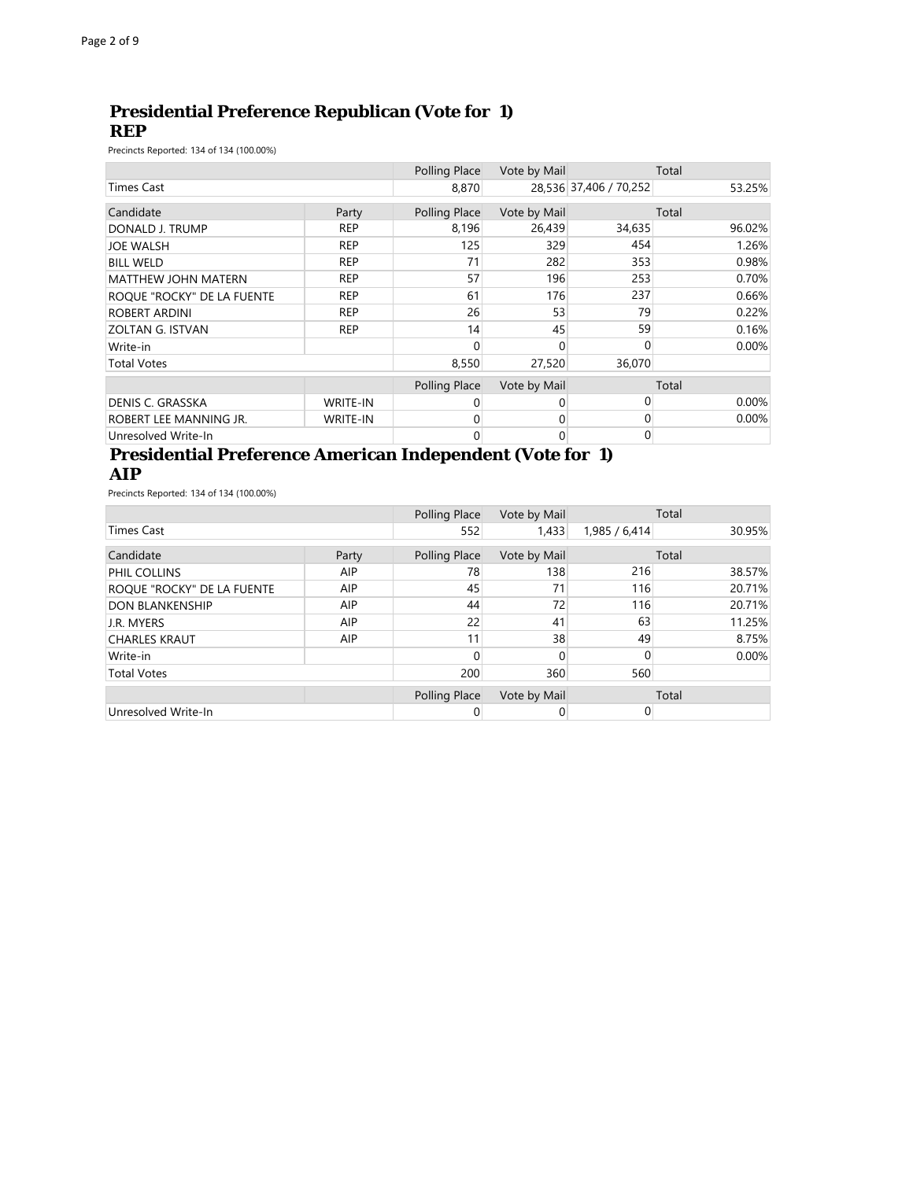## Presidential Preference Republican (Vote for 1)
## REP

Precincts Reported: 134 of 134 (100.00%)

| | | Polling Place | Vote by Mail | Total | |
|---|---|---|---|---|---|
| Times Cast | | 8,870 | 28,536 | 37,406 / 70,252 | 53.25% |

| Candidate | Party | Polling Place | Vote by Mail | Total | |
|---|---|---|---|---|---|
| DONALD J. TRUMP | REP | 8,196 | 26,439 | 34,635 | 96.02% |
| JOE WALSH | REP | 125 | 329 | 454 | 1.26% |
| BILL WELD | REP | 71 | 282 | 353 | 0.98% |
| MATTHEW JOHN MATERN | REP | 57 | 196 | 253 | 0.70% |
| ROQUE "ROCKY" DE LA FUENTE | REP | 61 | 176 | 237 | 0.66% |
| ROBERT ARDINI | REP | 26 | 53 | 79 | 0.22% |
| ZOLTAN G. ISTVAN | REP | 14 | 45 | 59 | 0.16% |
| Write-in | | 0 | 0 | 0 | 0.00% |
| Total Votes | | 8,550 | 27,520 | 36,070 | |

| | | Polling Place | Vote by Mail | Total | |
|---|---|---|---|---|---|
| DENIS C. GRASSKA | WRITE-IN | 0 | 0 | 0 | 0.00% |
| ROBERT LEE MANNING JR. | WRITE-IN | 0 | 0 | 0 | 0.00% |
| Unresolved Write-In | | 0 | 0 | 0 | |

## Presidential Preference American Independent (Vote for 1)
## AIP

Precincts Reported: 134 of 134 (100.00%)

| | | Polling Place | Vote by Mail | Total | |
|---|---|---|---|---|---|
| Times Cast | | 552 | 1,433 | 1,985 / 6,414 | 30.95% |

| Candidate | Party | Polling Place | Vote by Mail | Total | |
|---|---|---|---|---|---|
| PHIL COLLINS | AIP | 78 | 138 | 216 | 38.57% |
| ROQUE "ROCKY" DE LA FUENTE | AIP | 45 | 71 | 116 | 20.71% |
| DON BLANKENSHIP | AIP | 44 | 72 | 116 | 20.71% |
| J.R. MYERS | AIP | 22 | 41 | 63 | 11.25% |
| CHARLES KRAUT | AIP | 11 | 38 | 49 | 8.75% |
| Write-in | | 0 | 0 | 0 | 0.00% |
| Total Votes | | 200 | 360 | 560 | |

| | | Polling Place | Vote by Mail | Total | |
|---|---|---|---|---|---|
| Unresolved Write-In | | 0 | 0 | 0 | |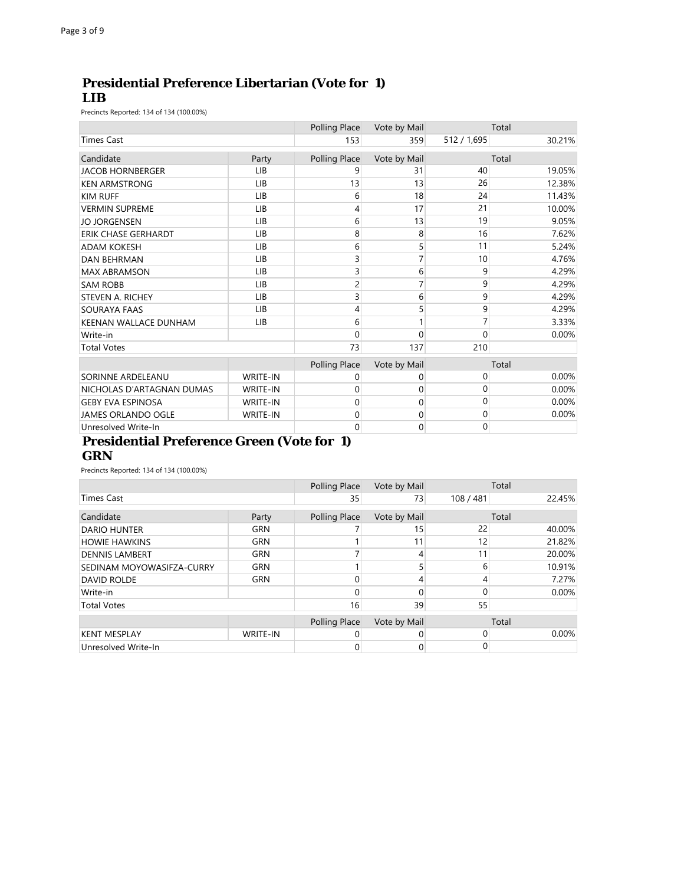## Presidential Preference Libertarian (Vote for 1)
## LIB

Precincts Reported: 134 of 134 (100.00%)

| | | Polling Place | Vote by Mail | Total | |
|---|---|---|---|---|---|
| Times Cast | | 153 | 359 | 512 / 1,695 | 30.21% |

| Candidate | Party | Polling Place | Vote by Mail | Total | |
|---|---|---|---|---|---|
| JACOB HORNBERGER | LIB | 9 | 31 | 40 | 19.05% |
| KEN ARMSTRONG | LIB | 13 | 13 | 26 | 12.38% |
| KIM RUFF | LIB | 6 | 18 | 24 | 11.43% |
| VERMIN SUPREME | LIB | 4 | 17 | 21 | 10.00% |
| JO JORGENSEN | LIB | 6 | 13 | 19 | 9.05% |
| ERIK CHASE GERHARDT | LIB | 8 | 8 | 16 | 7.62% |
| ADAM KOKESH | LIB | 6 | 5 | 11 | 5.24% |
| DAN BEHRMAN | LIB | 3 | 7 | 10 | 4.76% |
| MAX ABRAMSON | LIB | 3 | 6 | 9 | 4.29% |
| SAM ROBB | LIB | 2 | 7 | 9 | 4.29% |
| STEVEN A. RICHEY | LIB | 3 | 6 | 9 | 4.29% |
| SOURAYA FAAS | LIB | 4 | 5 | 9 | 4.29% |
| KEENAN WALLACE DUNHAM | LIB | 6 | 1 | 7 | 3.33% |
| Write-in | | 0 | 0 | 0 | 0.00% |
| Total Votes | | 73 | 137 | 210 | |

| | | Polling Place | Vote by Mail | Total | |
|---|---|---|---|---|---|
| SORINNE ARDELEANU | WRITE-IN | 0 | 0 | 0 | 0.00% |
| NICHOLAS D'ARTAGNAN DUMAS | WRITE-IN | 0 | 0 | 0 | 0.00% |
| GEBY EVA ESPINOSA | WRITE-IN | 0 | 0 | 0 | 0.00% |
| JAMES ORLANDO OGLE | WRITE-IN | 0 | 0 | 0 | 0.00% |
| Unresolved Write-In | | 0 | 0 | 0 | |

## Presidential Preference Green (Vote for 1)
## GRN

Precincts Reported: 134 of 134 (100.00%)

| | | Polling Place | Vote by Mail | Total | |
|---|---|---|---|---|---|
| Times Cast | | 35 | 73 | 108 / 481 | 22.45% |

| Candidate | Party | Polling Place | Vote by Mail | Total | |
|---|---|---|---|---|---|
| DARIO HUNTER | GRN | 7 | 15 | 22 | 40.00% |
| HOWIE HAWKINS | GRN | 1 | 11 | 12 | 21.82% |
| DENNIS LAMBERT | GRN | 7 | 4 | 11 | 20.00% |
| SEDINAM MOYOWASIFZA-CURRY | GRN | 1 | 5 | 6 | 10.91% |
| DAVID ROLDE | GRN | 0 | 4 | 4 | 7.27% |
| Write-in | | 0 | 0 | 0 | 0.00% |
| Total Votes | | 16 | 39 | 55 | |

| | | Polling Place | Vote by Mail | Total | |
|---|---|---|---|---|---|
| KENT MESPLAY | WRITE-IN | 0 | 0 | 0 | 0.00% |
| Unresolved Write-In | | 0 | 0 | 0 | |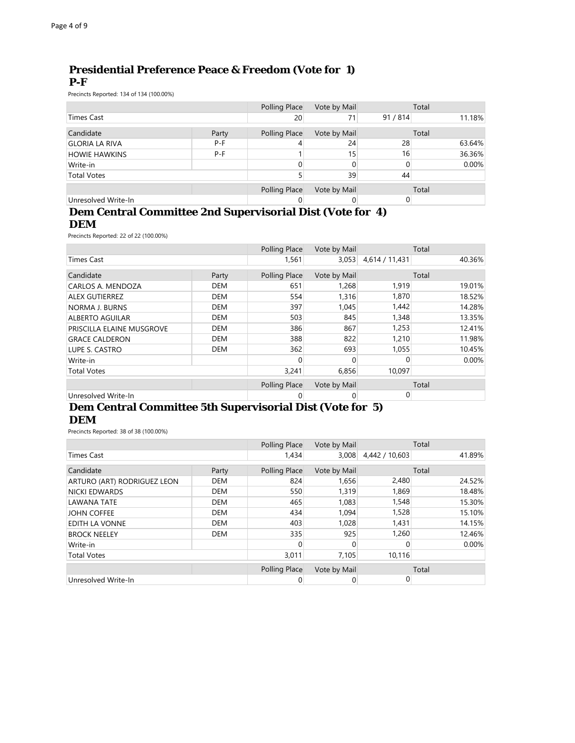## Presidential Preference Peace & Freedom (Vote for 1)
**P-F**

Precincts Reported: 134 of 134 (100.00%)

| | | Polling Place | Vote by Mail | Total | |
|---|---|---|---|---|---|
| Times Cast | | 20 | 71 | 91 / 814 | 11.18% |

| Candidate | Party | Polling Place | Vote by Mail | Total | |
|---|---|---|---|---|---|
| GLORIA LA RIVA | P-F | 4 | 24 | 28 | 63.64% |
| HOWIE HAWKINS | P-F | 1 | 15 | 16 | 36.36% |
| Write-in | | 0 | 0 | 0 | 0.00% |
| Total Votes | | 5 | 39 | 44 | |

| | | Polling Place | Vote by Mail | Total |
|---|---|---|---|---|
| Unresolved Write-In | | 0 | 0 | 0 |

## Dem Central Committee 2nd Supervisorial Dist (Vote for 4)
**DEM**

Precincts Reported: 22 of 22 (100.00%)

| | | Polling Place | Vote by Mail | Total | |
|---|---|---|---|---|---|
| Times Cast | | 1,561 | 3,053 | 4,614 / 11,431 | 40.36% |

| Candidate | Party | Polling Place | Vote by Mail | Total | |
|---|---|---|---|---|---|
| CARLOS A. MENDOZA | DEM | 651 | 1,268 | 1,919 | 19.01% |
| ALEX GUTIERREZ | DEM | 554 | 1,316 | 1,870 | 18.52% |
| NORMA J. BURNS | DEM | 397 | 1,045 | 1,442 | 14.28% |
| ALBERTO AGUILAR | DEM | 503 | 845 | 1,348 | 13.35% |
| PRISCILLA ELAINE MUSGROVE | DEM | 386 | 867 | 1,253 | 12.41% |
| GRACE CALDERON | DEM | 388 | 822 | 1,210 | 11.98% |
| LUPE S. CASTRO | DEM | 362 | 693 | 1,055 | 10.45% |
| Write-in | | 0 | 0 | 0 | 0.00% |
| Total Votes | | 3,241 | 6,856 | 10,097 | |

| | | Polling Place | Vote by Mail | Total |
|---|---|---|---|---|
| Unresolved Write-In | | 0 | 0 | 0 |

## Dem Central Committee 5th Supervisorial Dist (Vote for 5)
**DEM**

Precincts Reported: 38 of 38 (100.00%)

| | | Polling Place | Vote by Mail | Total | |
|---|---|---|---|---|---|
| Times Cast | | 1,434 | 3,008 | 4,442 / 10,603 | 41.89% |

| Candidate | Party | Polling Place | Vote by Mail | Total | |
|---|---|---|---|---|---|
| ARTURO (ART) RODRIGUEZ LEON | DEM | 824 | 1,656 | 2,480 | 24.52% |
| NICKI EDWARDS | DEM | 550 | 1,319 | 1,869 | 18.48% |
| LAWANA TATE | DEM | 465 | 1,083 | 1,548 | 15.30% |
| JOHN COFFEE | DEM | 434 | 1,094 | 1,528 | 15.10% |
| EDITH LA VONNE | DEM | 403 | 1,028 | 1,431 | 14.15% |
| BROCK NEELEY | DEM | 335 | 925 | 1,260 | 12.46% |
| Write-in | | 0 | 0 | 0 | 0.00% |
| Total Votes | | 3,011 | 7,105 | 10,116 | |

| | | Polling Place | Vote by Mail | Total |
|---|---|---|---|---|
| Unresolved Write-In | | 0 | 0 | 0 |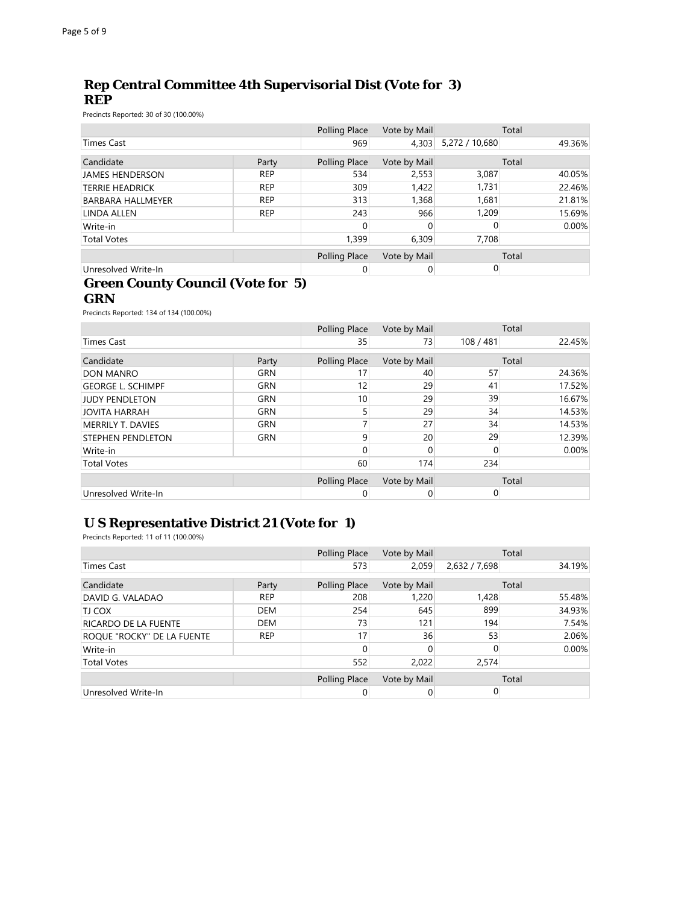## Rep Central Committee 4th Supervisorial Dist (Vote for 3)
## REP

Precincts Reported: 30 of 30 (100.00%)

| | | Polling Place | Vote by Mail | Total | |
|---|---|---|---|---|---|
| Times Cast | | 969 | 4,303 | 5,272 / 10,680 | 49.36% |

| Candidate | Party | Polling Place | Vote by Mail | Total | |
|---|---|---|---|---|---|
| JAMES HENDERSON | REP | 534 | 2,553 | 3,087 | 40.05% |
| TERRIE HEADRICK | REP | 309 | 1,422 | 1,731 | 22.46% |
| BARBARA HALLMEYER | REP | 313 | 1,368 | 1,681 | 21.81% |
| LINDA ALLEN | REP | 243 | 966 | 1,209 | 15.69% |
| Write-in | | 0 | 0 | 0 | 0.00% |
| Total Votes | | 1,399 | 6,309 | 7,708 | |

| | | Polling Place | Vote by Mail | Total |
|---|---|---|---|---|
| Unresolved Write-In | | 0 | 0 | 0 |

## Green County Council (Vote for 5)
## GRN

Precincts Reported: 134 of 134 (100.00%)

| | | Polling Place | Vote by Mail | Total | |
|---|---|---|---|---|---|
| Times Cast | | 35 | 73 | 108 / 481 | 22.45% |

| Candidate | Party | Polling Place | Vote by Mail | Total | |
|---|---|---|---|---|---|
| DON MANRO | GRN | 17 | 40 | 57 | 24.36% |
| GEORGE L. SCHIMPF | GRN | 12 | 29 | 41 | 17.52% |
| JUDY PENDLETON | GRN | 10 | 29 | 39 | 16.67% |
| JOVITA HARRAH | GRN | 5 | 29 | 34 | 14.53% |
| MERRILY T. DAVIES | GRN | 7 | 27 | 34 | 14.53% |
| STEPHEN PENDLETON | GRN | 9 | 20 | 29 | 12.39% |
| Write-in | | 0 | 0 | 0 | 0.00% |
| Total Votes | | 60 | 174 | 234 | |

| | | Polling Place | Vote by Mail | Total |
|---|---|---|---|---|
| Unresolved Write-In | | 0 | 0 | 0 |

## U S Representative District 21 (Vote for 1)

Precincts Reported: 11 of 11 (100.00%)

| | | Polling Place | Vote by Mail | Total | |
|---|---|---|---|---|---|
| Times Cast | | 573 | 2,059 | 2,632 / 7,698 | 34.19% |

| Candidate | Party | Polling Place | Vote by Mail | Total | |
|---|---|---|---|---|---|
| DAVID G. VALADAO | REP | 208 | 1,220 | 1,428 | 55.48% |
| TJ COX | DEM | 254 | 645 | 899 | 34.93% |
| RICARDO DE LA FUENTE | DEM | 73 | 121 | 194 | 7.54% |
| ROQUE "ROCKY" DE LA FUENTE | REP | 17 | 36 | 53 | 2.06% |
| Write-in | | 0 | 0 | 0 | 0.00% |
| Total Votes | | 552 | 2,022 | 2,574 | |

| | | Polling Place | Vote by Mail | Total |
|---|---|---|---|---|
| Unresolved Write-In | | 0 | 0 | 0 |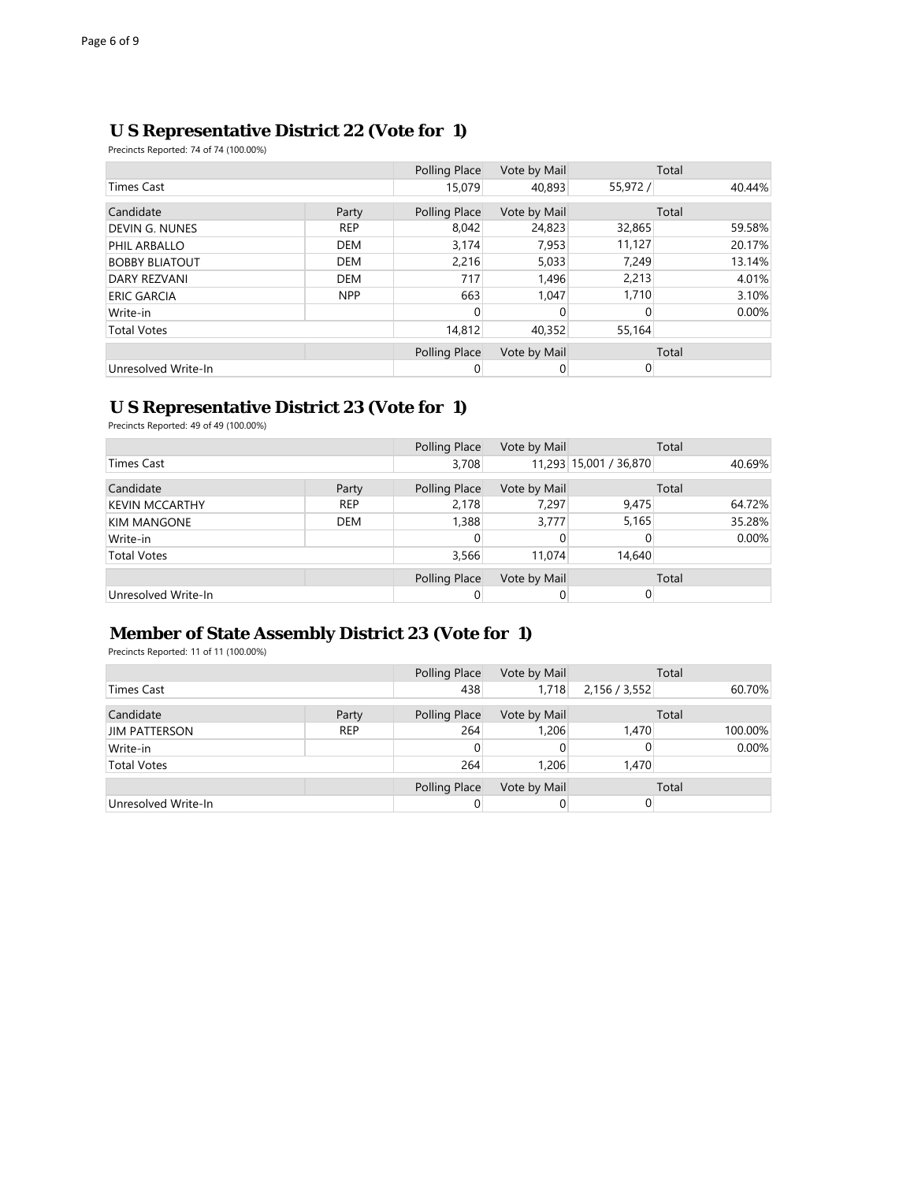## U S Representative District 22 (Vote for 1)

Precincts Reported: 74 of 74 (100.00%)

| | | Polling Place | Vote by Mail | Total | |
|---|---|---|---|---|---|
| Times Cast | | 15,079 | 40,893 | 55,972 / | 40.44% |

| Candidate | Party | Polling Place | Vote by Mail | Total | |
|---|---|---|---|---|---|
| DEVIN G. NUNES | REP | 8,042 | 24,823 | 32,865 | 59.58% |
| PHIL ARBALLO | DEM | 3,174 | 7,953 | 11,127 | 20.17% |
| BOBBY BLIATOUT | DEM | 2,216 | 5,033 | 7,249 | 13.14% |
| DARY REZVANI | DEM | 717 | 1,496 | 2,213 | 4.01% |
| ERIC GARCIA | NPP | 663 | 1,047 | 1,710 | 3.10% |
| Write-in | | 0 | 0 | 0 | 0.00% |
| Total Votes | | 14,812 | 40,352 | 55,164 | |

| | | Polling Place | Vote by Mail | Total |
|---|---|---|---|---|
| Unresolved Write-In | | 0 | 0 | 0 |

## U S Representative District 23 (Vote for 1)

Precincts Reported: 49 of 49 (100.00%)

| | | Polling Place | Vote by Mail | Total | |
|---|---|---|---|---|---|
| Times Cast | | 3,708 | 11,293 | 15,001 / 36,870 | 40.69% |

| Candidate | Party | Polling Place | Vote by Mail | Total | |
|---|---|---|---|---|---|
| KEVIN MCCARTHY | REP | 2,178 | 7,297 | 9,475 | 64.72% |
| KIM MANGONE | DEM | 1,388 | 3,777 | 5,165 | 35.28% |
| Write-in | | 0 | 0 | 0 | 0.00% |
| Total Votes | | 3,566 | 11,074 | 14,640 | |

| | | Polling Place | Vote by Mail | Total |
|---|---|---|---|---|
| Unresolved Write-In | | 0 | 0 | 0 |

## Member of State Assembly District 23 (Vote for 1)

Precincts Reported: 11 of 11 (100.00%)

| | | Polling Place | Vote by Mail | Total | |
|---|---|---|---|---|---|
| Times Cast | | 438 | 1,718 | 2,156 / 3,552 | 60.70% |

| Candidate | Party | Polling Place | Vote by Mail | Total | |
|---|---|---|---|---|---|
| JIM PATTERSON | REP | 264 | 1,206 | 1,470 | 100.00% |
| Write-in | | 0 | 0 | 0 | 0.00% |
| Total Votes | | 264 | 1,206 | 1,470 | |

| | | Polling Place | Vote by Mail | Total |
|---|---|---|---|---|
| Unresolved Write-In | | 0 | 0 | 0 |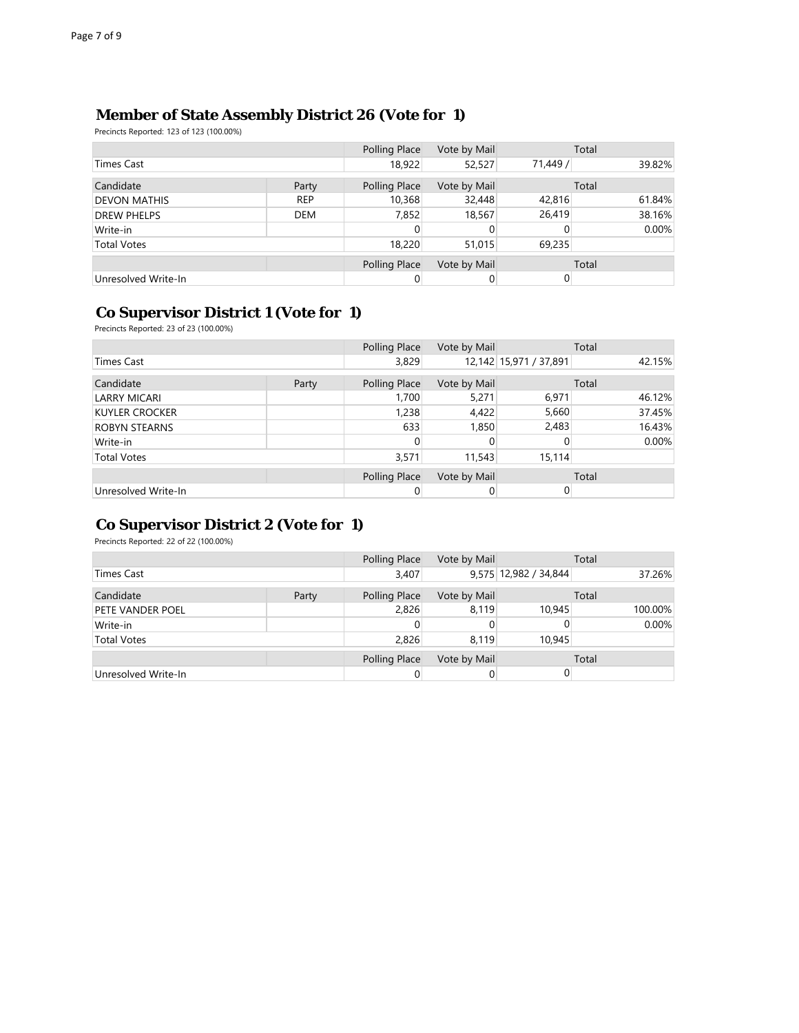## Member of State Assembly District 26 (Vote for 1)

Precincts Reported: 123 of 123 (100.00%)

| | | Polling Place | Vote by Mail | Total | |
|---|---|---|---|---|---|
| Times Cast | | 18,922 | 52,527 | 71,449 / | 39.82% |

| Candidate | Party | Polling Place | Vote by Mail | Total | |
|---|---|---|---|---|---|
| DEVON MATHIS | REP | 10,368 | 32,448 | 42,816 | 61.84% |
| DREW PHELPS | DEM | 7,852 | 18,567 | 26,419 | 38.16% |
| Write-in | | 0 | 0 | 0 | 0.00% |
| Total Votes | | 18,220 | 51,015 | 69,235 | |

| | | Polling Place | Vote by Mail | Total |
|---|---|---|---|---|
| Unresolved Write-In | | 0 | 0 | 0 |

## Co Supervisor District 1 (Vote for 1)

Precincts Reported: 23 of 23 (100.00%)

| | | Polling Place | Vote by Mail | Total | |
|---|---|---|---|---|---|
| Times Cast | | 3,829 | 12,142 | 15,971 / 37,891 | 42.15% |

| Candidate | Party | Polling Place | Vote by Mail | Total | |
|---|---|---|---|---|---|
| LARRY MICARI | | 1,700 | 5,271 | 6,971 | 46.12% |
| KUYLER CROCKER | | 1,238 | 4,422 | 5,660 | 37.45% |
| ROBYN STEARNS | | 633 | 1,850 | 2,483 | 16.43% |
| Write-in | | 0 | 0 | 0 | 0.00% |
| Total Votes | | 3,571 | 11,543 | 15,114 | |

| | | Polling Place | Vote by Mail | Total |
|---|---|---|---|---|
| Unresolved Write-In | | 0 | 0 | 0 |

## Co Supervisor District 2 (Vote for 1)

Precincts Reported: 22 of 22 (100.00%)

| | | Polling Place | Vote by Mail | Total | |
|---|---|---|---|---|---|
| Times Cast | | 3,407 | 9,575 | 12,982 / 34,844 | 37.26% |

| Candidate | Party | Polling Place | Vote by Mail | Total | |
|---|---|---|---|---|---|
| PETE VANDER POEL | | 2,826 | 8,119 | 10,945 | 100.00% |
| Write-in | | 0 | 0 | 0 | 0.00% |
| Total Votes | | 2,826 | 8,119 | 10,945 | |

| | | Polling Place | Vote by Mail | Total |
|---|---|---|---|---|
| Unresolved Write-In | | 0 | 0 | 0 |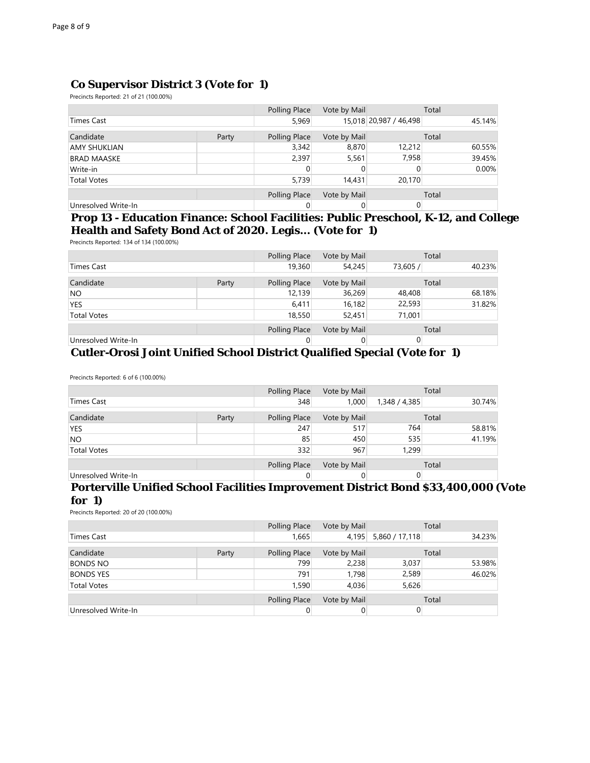## Co Supervisor District 3 (Vote for 1)

Precincts Reported: 21 of 21 (100.00%)

| | | Polling Place | Vote by Mail | Total | |
|---|---|---|---|---|---|
| Times Cast | | 5,969 | 15,018 | 20,987 / 46,498 | 45.14% |

| Candidate | Party | Polling Place | Vote by Mail | Total | |
|---|---|---|---|---|---|
| AMY SHUKLIAN | | 3,342 | 8,870 | 12,212 | 60.55% |
| BRAD MAASKE | | 2,397 | 5,561 | 7,958 | 39.45% |
| Write-in | | 0 | 0 | 0 | 0.00% |
| Total Votes | | 5,739 | 14,431 | 20,170 | |

| | | Polling Place | Vote by Mail | Total |
|---|---|---|---|---|
| Unresolved Write-In | | 0 | 0 | 0 |

## Prop 13 - Education Finance: School Facilities: Public Preschool, K-12, and College Health and Safety Bond Act of 2020. Legis... (Vote for 1)

Precincts Reported: 134 of 134 (100.00%)

| | | Polling Place | Vote by Mail | Total | |
|---|---|---|---|---|---|
| Times Cast | | 19,360 | 54,245 | 73,605 / | 40.23% |

| Candidate | Party | Polling Place | Vote by Mail | Total | |
|---|---|---|---|---|---|
| NO | | 12,139 | 36,269 | 48,408 | 68.18% |
| YES | | 6,411 | 16,182 | 22,593 | 31.82% |
| Total Votes | | 18,550 | 52,451 | 71,001 | |

| | | Polling Place | Vote by Mail | Total |
|---|---|---|---|---|
| Unresolved Write-In | | 0 | 0 | 0 |

## Cutler-Orosi Joint Unified School District Qualified Special (Vote for 1)

Precincts Reported: 6 of 6 (100.00%)

| | | Polling Place | Vote by Mail | Total | |
|---|---|---|---|---|---|
| Times Cast | | 348 | 1,000 | 1,348 / 4,385 | 30.74% |

| Candidate | Party | Polling Place | Vote by Mail | Total | |
|---|---|---|---|---|---|
| YES | | 247 | 517 | 764 | 58.81% |
| NO | | 85 | 450 | 535 | 41.19% |
| Total Votes | | 332 | 967 | 1,299 | |

| | | Polling Place | Vote by Mail | Total |
|---|---|---|---|---|
| Unresolved Write-In | | 0 | 0 | 0 |

## Porterville Unified School Facilities Improvement District Bond $33,400,000 (Vote for 1)

Precincts Reported: 20 of 20 (100.00%)

| | | Polling Place | Vote by Mail | Total | |
|---|---|---|---|---|---|
| Times Cast | | 1,665 | 4,195 | 5,860 / 17,118 | 34.23% |

| Candidate | Party | Polling Place | Vote by Mail | Total | |
|---|---|---|---|---|---|
| BONDS NO | | 799 | 2,238 | 3,037 | 53.98% |
| BONDS YES | | 791 | 1,798 | 2,589 | 46.02% |
| Total Votes | | 1,590 | 4,036 | 5,626 | |

| | | Polling Place | Vote by Mail | Total |
|---|---|---|---|---|
| Unresolved Write-In | | 0 | 0 | 0 |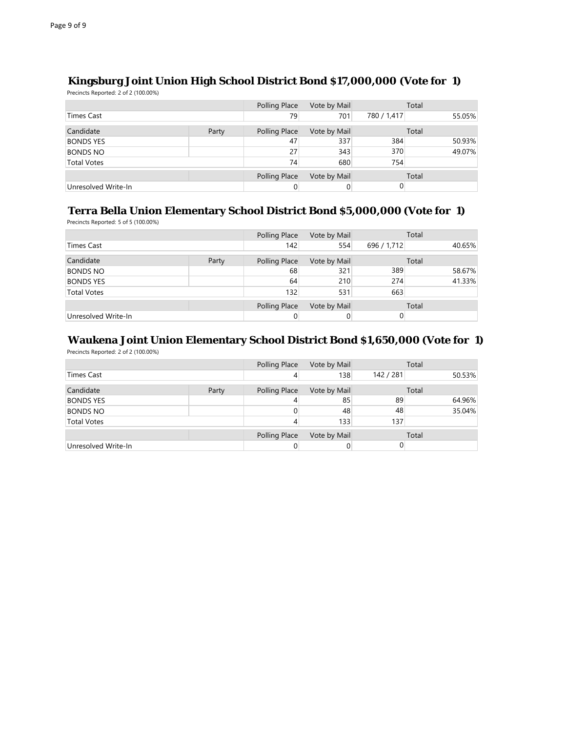## Kingsburg Joint Union High School District Bond $17,000,000 (Vote for 1)

Precincts Reported: 2 of 2 (100.00%)

| | | Polling Place | Vote by Mail | Total | |
|---|---|---|---|---|---|
| Times Cast | | 79 | 701 | 780 / 1,417 | 55.05% |

| Candidate | Party | Polling Place | Vote by Mail | Total | |
|---|---|---|---|---|---|
| BONDS YES | | 47 | 337 | 384 | 50.93% |
| BONDS NO | | 27 | 343 | 370 | 49.07% |
| Total Votes | | 74 | 680 | 754 | |

| | | Polling Place | Vote by Mail | Total | |
|---|---|---|---|---|---|
| Unresolved Write-In | | 0 | 0 | 0 | |

## Terra Bella Union Elementary School District Bond $5,000,000 (Vote for 1)

Precincts Reported: 5 of 5 (100.00%)

| | | Polling Place | Vote by Mail | Total | |
|---|---|---|---|---|---|
| Times Cast | | 142 | 554 | 696 / 1,712 | 40.65% |

| Candidate | Party | Polling Place | Vote by Mail | Total | |
|---|---|---|---|---|---|
| BONDS NO | | 68 | 321 | 389 | 58.67% |
| BONDS YES | | 64 | 210 | 274 | 41.33% |
| Total Votes | | 132 | 531 | 663 | |

| | | Polling Place | Vote by Mail | Total | |
|---|---|---|---|---|---|
| Unresolved Write-In | | 0 | 0 | 0 | |

## Waukena Joint Union Elementary School District Bond $1,650,000 (Vote for 1)

Precincts Reported: 2 of 2 (100.00%)

| | | Polling Place | Vote by Mail | Total | |
|---|---|---|---|---|---|
| Times Cast | | 4 | 138 | 142 / 281 | 50.53% |

| Candidate | Party | Polling Place | Vote by Mail | Total | |
|---|---|---|---|---|---|
| BONDS YES | | 4 | 85 | 89 | 64.96% |
| BONDS NO | | 0 | 48 | 48 | 35.04% |
| Total Votes | | 4 | 133 | 137 | |

| | | Polling Place | Vote by Mail | Total | |
|---|---|---|---|---|---|
| Unresolved Write-In | | 0 | 0 | 0 | |